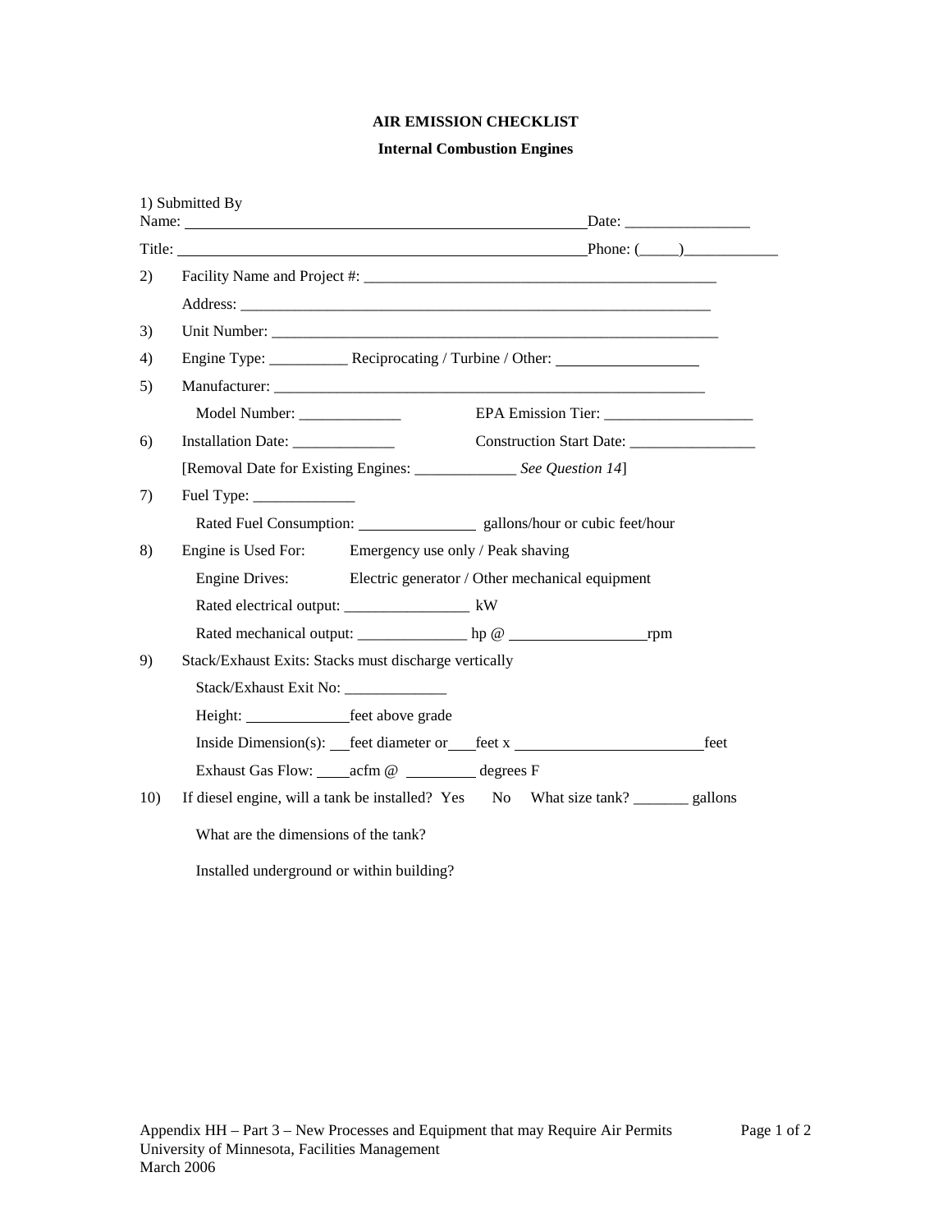**AIR EMISSION CHECKLIST**

**Internal Combustion Engines**

1) Submitted By

Name: ____________________________________________ Date: ________________

Title: ____________________________________________ Phone: (_____)____________

2) Facility Name and Project #: ______________________________________________

Address: ____________________________________________________________

3) Unit Number: ________________________________________________________

4) Engine Type: __________ Reciprocating / Turbine / Other: __________________

5) Manufacturer: _______________________________________________________

Model Number: _____________ EPA Emission Tier: ___________________

6) Installation Date: _____________ Construction Start Date: ________________

[Removal Date for Existing Engines: _____________ *See Question 14*]

7) Fuel Type: _____________

Rated Fuel Consumption: _______________ gallons/hour or cubic feet/hour

8) Engine is Used For: Emergency use only / Peak shaving

Engine Drives: Electric generator / Other mechanical equipment

Rated electrical output: ________________ kW

Rated mechanical output: ______________ hp @ _________________rpm

9) Stack/Exhaust Exits: Stacks must discharge vertically

Stack/Exhaust Exit No: _____________

Height: _____________feet above grade

Inside Dimension(s): __feet diameter or ___feet x _______________________feet

Exhaust Gas Flow: ____acfm @ _________ degrees F

10) If diesel engine, will a tank be installed? Yes No What size tank? _______ gallons

What are the dimensions of the tank?

Installed underground or within building?

Appendix HH – Part 3 – New Processes and Equipment that may Require Air Permits
University of Minnesota, Facilities Management
March 2006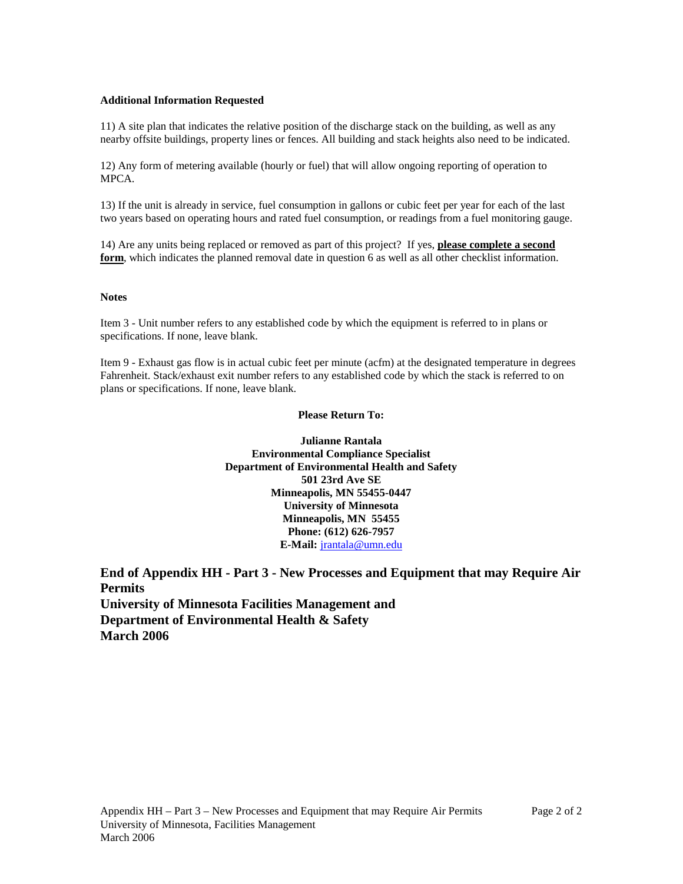**Additional Information Requested**

11) A site plan that indicates the relative position of the discharge stack on the building, as well as any nearby offsite buildings, property lines or fences. All building and stack heights also need to be indicated.

12) Any form of metering available (hourly or fuel) that will allow ongoing reporting of operation to MPCA.

13) If the unit is already in service, fuel consumption in gallons or cubic feet per year for each of the last two years based on operating hours and rated fuel consumption, or readings from a fuel monitoring gauge.

14) Are any units being replaced or removed as part of this project? If yes, **please complete a second form**, which indicates the planned removal date in question 6 as well as all other checklist information.

**Notes**

Item 3 - Unit number refers to any established code by which the equipment is referred to in plans or specifications. If none, leave blank.

Item 9 - Exhaust gas flow is in actual cubic feet per minute (acfm) at the designated temperature in degrees Fahrenheit. Stack/exhaust exit number refers to any established code by which the stack is referred to on plans or specifications. If none, leave blank.

**Please Return To:**

**Julianne Rantala**
**Environmental Compliance Specialist**
**Department of Environmental Health and Safety**
**501 23rd Ave SE**
**Minneapolis, MN 55455-0447**
**University of Minnesota**
**Minneapolis, MN 55455**
**Phone: (612) 626-7957**
**E-Mail:** jrantala@umn.edu

**End of Appendix HH - Part 3 - New Processes and Equipment that may Require Air Permits**
**University of Minnesota Facilities Management and**
**Department of Environmental Health & Safety**
**March 2006**